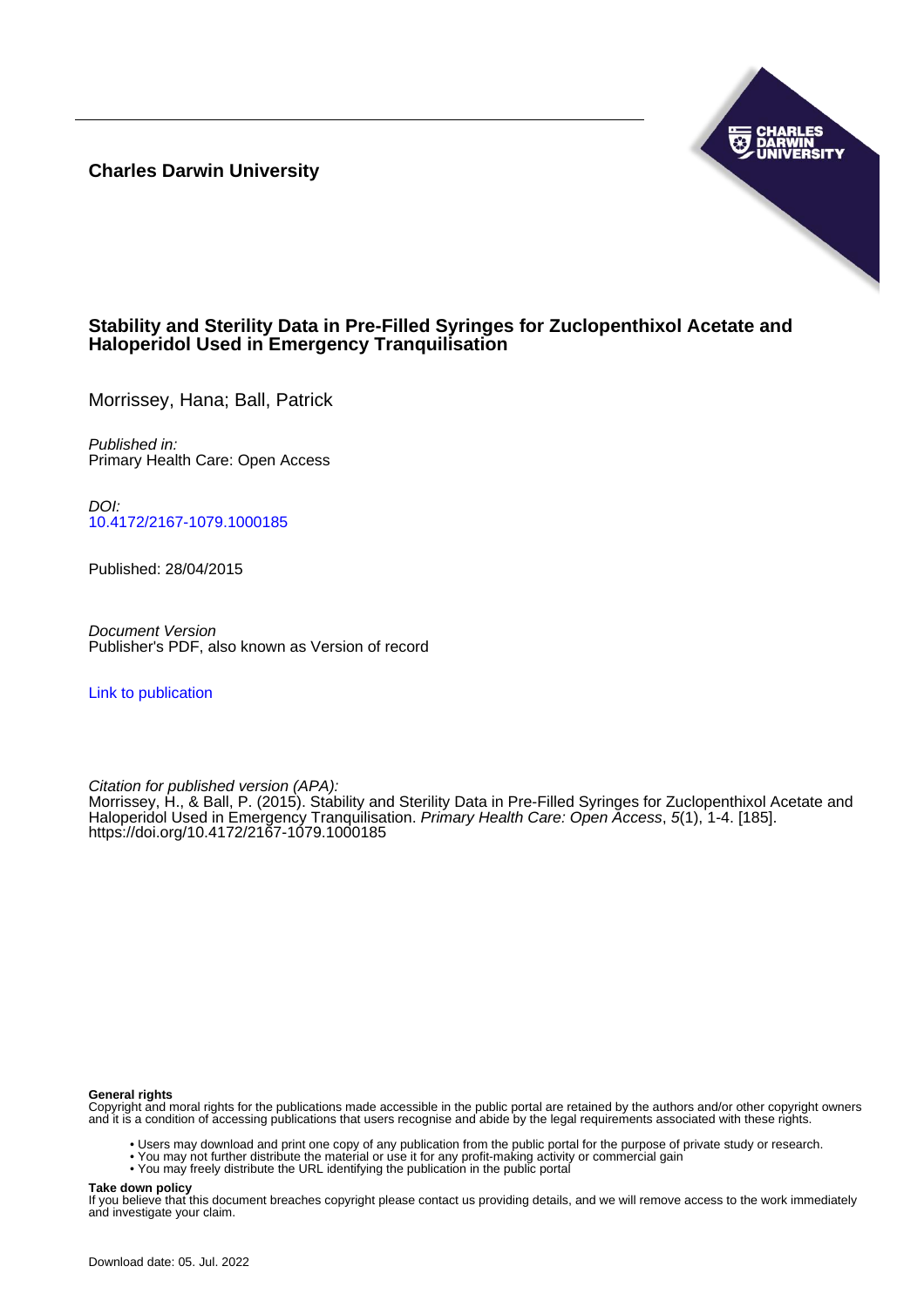**Charles Darwin University**

# Stability and Sterility Data in Pre-Filled Syringes for Zuclopenthixol Acetate and Haloperidol Used in Emergency Tranquilisation

Morrissey, Hana; Ball, Patrick

*Published in:*
Primary Health Care: Open Access

*DOI:*
10.4172/2167-1079.1000185

Published: 28/04/2015

*Document Version*
Publisher's PDF, also known as Version of record

Link to publication

*Citation for published version (APA):*
Morrissey, H., & Ball, P. (2015). Stability and Sterility Data in Pre-Filled Syringes for Zuclopenthixol Acetate and Haloperidol Used in Emergency Tranquilisation. *Primary Health Care: Open Access*, *5*(1), 1-4. [185]. https://doi.org/10.4172/2167-1079.1000185

**General rights**
Copyright and moral rights for the publications made accessible in the public portal are retained by the authors and/or other copyright owners and it is a condition of accessing publications that users recognise and abide by the legal requirements associated with these rights.

- Users may download and print one copy of any publication from the public portal for the purpose of private study or research.
- You may not further distribute the material or use it for any profit-making activity or commercial gain
- You may freely distribute the URL identifying the publication in the public portal

**Take down policy**
If you believe that this document breaches copyright please contact us providing details, and we will remove access to the work immediately and investigate your claim.

Download date: 05. Jul. 2022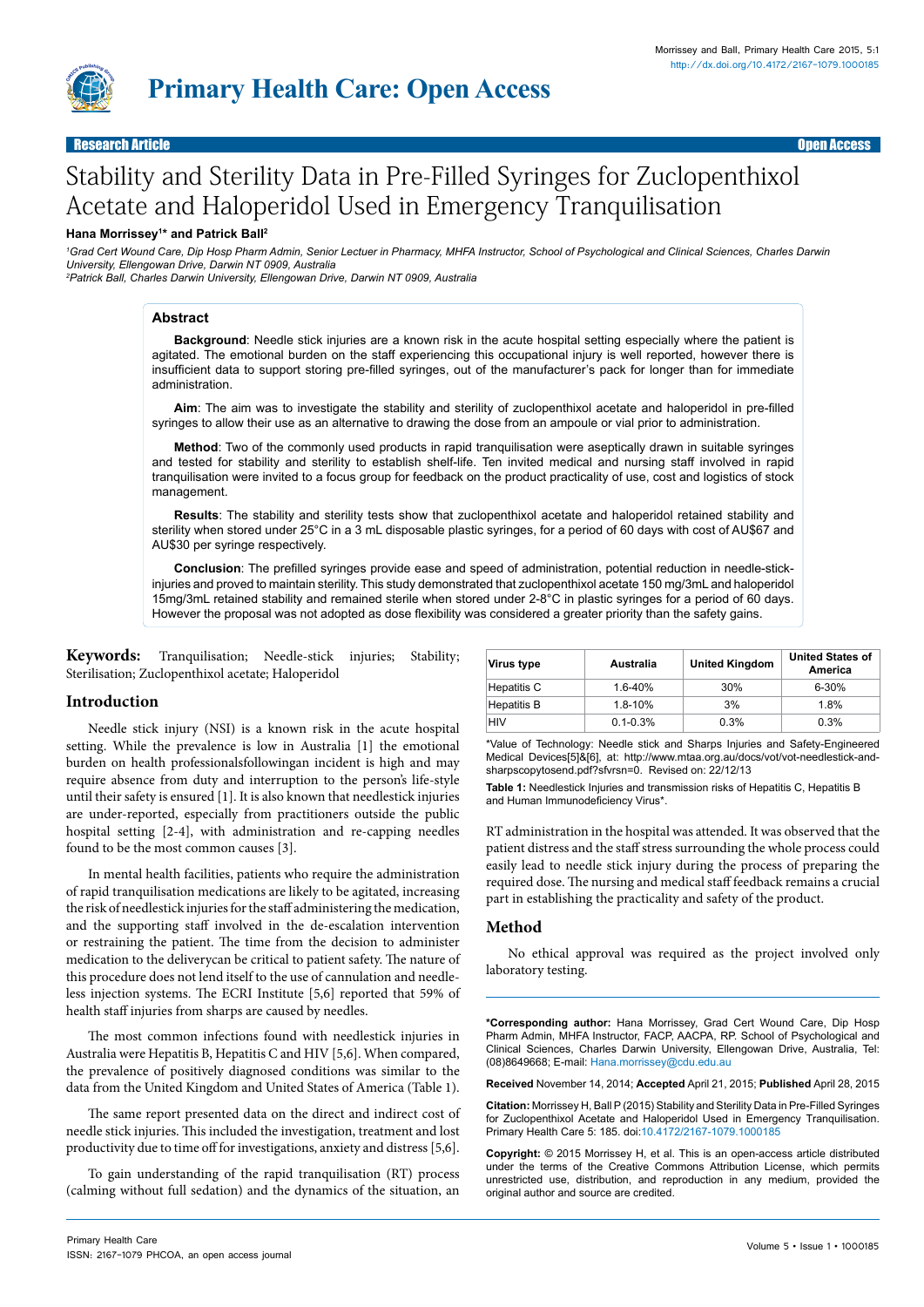# Stability and Sterility Data in Pre-Filled Syringes for Zuclopenthixol Acetate and Haloperidol Used in Emergency Tranquilisation

**Hana Morrissey[1]\* and Patrick Ball[2]**

[1]Grad Cert Wound Care, Dip Hosp Pharm Admin, Senior Lecturer in Pharmacy, MHFA Instructor, School of Psychological and Clinical Sciences, Charles Darwin University, Ellengowan Drive, Darwin NT 0909, Australia
[2]Patrick Ball, Charles Darwin University, Ellengowan Drive, Darwin NT 0909, Australia

## Abstract

**Background**: Needle stick injuries are a known risk in the acute hospital setting especially where the patient is agitated. The emotional burden on the staff experiencing this occupational injury is well reported, however there is insufficient data to support storing pre-filled syringes, out of the manufacturer's pack for longer than for immediate administration.

**Aim**: The aim was to investigate the stability and sterility of zuclopenthixol acetate and haloperidol in pre-filled syringes to allow their use as an alternative to drawing the dose from an ampoule or vial prior to administration.

**Method**: Two of the commonly used products in rapid tranquilisation were aseptically drawn in suitable syringes and tested for stability and sterility to establish shelf-life. Ten invited medical and nursing staff involved in rapid tranquilisation were invited to a focus group for feedback on the product practicality of use, cost and logistics of stock management.

**Results**: The stability and sterility tests show that zuclopenthixol acetate and haloperidol retained stability and sterility when stored under 25°C in a 3 mL disposable plastic syringes, for a period of 60 days with cost of AU$67 and AU$30 per syringe respectively.

**Conclusion**: The prefilled syringes provide ease and speed of administration, potential reduction in needle-stick-injuries and proved to maintain sterility. This study demonstrated that zuclopenthixol acetate 150 mg/3mL and haloperidol 15mg/3mL retained stability and remained sterile when stored under 2-8°C in plastic syringes for a period of 60 days. However the proposal was not adopted as dose flexibility was considered a greater priority than the safety gains.

**Keywords:** Tranquilisation; Needle-stick injuries; Stability; Sterilisation; Zuclopenthixol acetate; Haloperidol

## Introduction

Needle stick injury (NSI) is a known risk in the acute hospital setting. While the prevalence is low in Australia [1] the emotional burden on health professionalsfollowingan incident is high and may require absence from duty and interruption to the person's life-style until their safety is ensured [1]. It is also known that needlestick injuries are under-reported, especially from practitioners outside the public hospital setting [2-4], with administration and re-capping needles found to be the most common causes [3].

In mental health facilities, patients who require the administration of rapid tranquilisation medications are likely to be agitated, increasing the risk of needlestick injuries for the staff administering the medication, and the supporting staff involved in the de-escalation intervention or restraining the patient. The time from the decision to administer medication to the deliverycan be critical to patient safety. The nature of this procedure does not lend itself to the use of cannulation and needle-less injection systems. The ECRI Institute [5,6] reported that 59% of health staff injuries from sharps are caused by needles.

The most common infections found with needlestick injuries in Australia were Hepatitis B, Hepatitis C and HIV [5,6]. When compared, the prevalence of positively diagnosed conditions was similar to the data from the United Kingdom and United States of America (Table 1).

The same report presented data on the direct and indirect cost of needle stick injuries. This included the investigation, treatment and lost productivity due to time off for investigations, anxiety and distress [5,6].

To gain understanding of the rapid tranquilisation (RT) process (calming without full sedation) and the dynamics of the situation, an RT administration in the hospital was attended. It was observed that the patient distress and the staff stress surrounding the whole process could easily lead to needle stick injury during the process of preparing the required dose. The nursing and medical staff feedback remains a crucial part in establishing the practicality and safety of the product.

| Virus type | Australia | United Kingdom | United States of America |
|---|---|---|---|
| Hepatitis C | 1.6-40% | 30% | 6-30% |
| Hepatitis B | 1.8-10% | 3% | 1.8% |
| HIV | 0.1-0.3% | 0.3% | 0.3% |

\*Value of Technology: Needle stick and Sharps Injuries and Safety-Engineered Medical Devices[5]&[6], at: http://www.mtaa.org.au/docs/vot/vot-needlestick-and-sharpscopytosend.pdf?sfvrsn=0. Revised on: 22/12/13

**Table 1:** Needlestick Injuries and transmission risks of Hepatitis C, Hepatitis B and Human Immunodeficiency Virus\*.

## Method

No ethical approval was required as the project involved only laboratory testing.

---

**\*Corresponding author:** Hana Morrissey, Grad Cert Wound Care, Dip Hosp Pharm Admin, MHFA Instructor, FACP, AACPA, RP. School of Psychological and Clinical Sciences, Charles Darwin University, Ellengowan Drive, Australia, Tel: (08)8649668; E-mail: Hana.morrissey@cdu.edu.au

**Received** November 14, 2014; **Accepted** April 21, 2015; **Published** April 28, 2015

**Citation:** Morrissey H, Ball P (2015) Stability and Sterility Data in Pre-Filled Syringes for Zuclopenthixol Acetate and Haloperidol Used in Emergency Tranquilisation. Primary Health Care 5: 185. doi:10.4172/2167-1079.1000185

**Copyright:** © 2015 Morrissey H, et al. This is an open-access article distributed under the terms of the Creative Commons Attribution License, which permits unrestricted use, distribution, and reproduction in any medium, provided the original author and source are credited.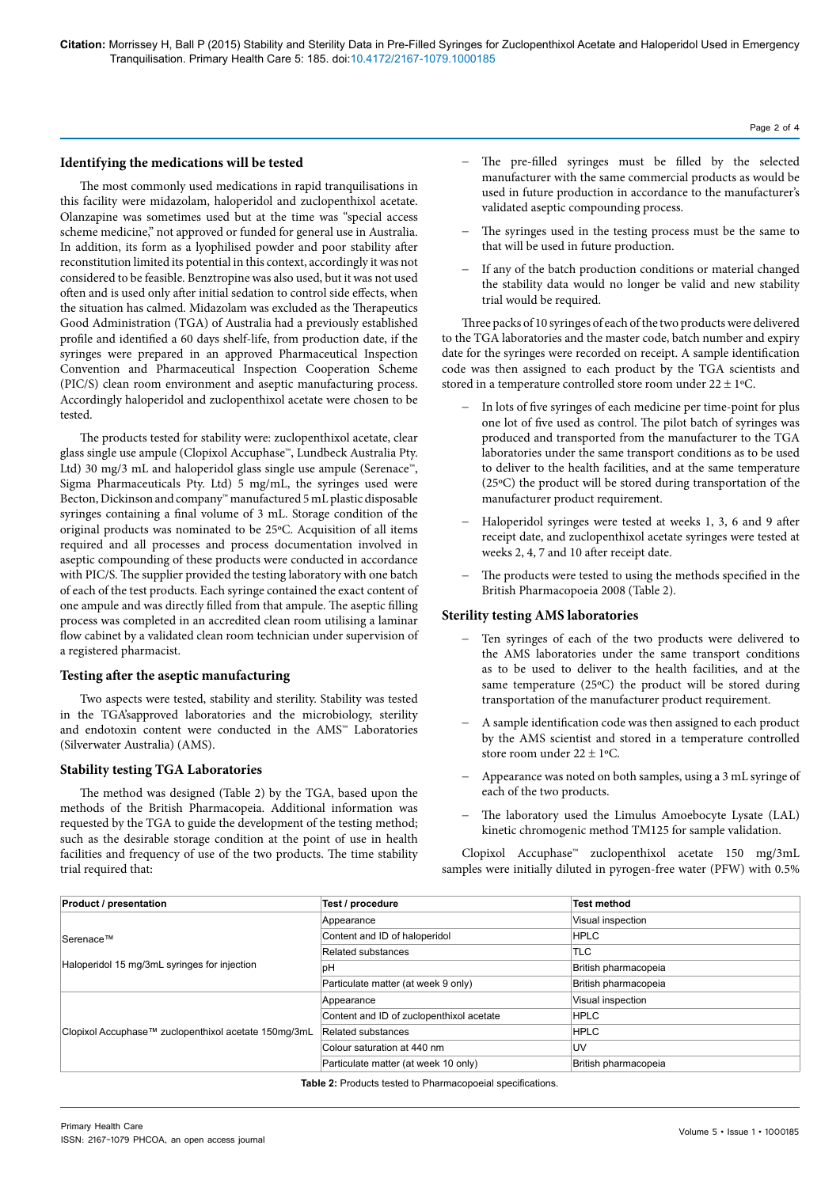### Identifying the medications will be tested

The most commonly used medications in rapid tranquilisations in this facility were midazolam, haloperidol and zuclopenthixol acetate. Olanzapine was sometimes used but at the time was "special access scheme medicine," not approved or funded for general use in Australia. In addition, its form as a lyophilised powder and poor stability after reconstitution limited its potential in this context, accordingly it was not considered to be feasible. Benztropine was also used, but it was not used often and is used only after initial sedation to control side effects, when the situation has calmed. Midazolam was excluded as the Therapeutics Good Administration (TGA) of Australia had a previously established profile and identified a 60 days shelf-life, from production date, if the syringes were prepared in an approved Pharmaceutical Inspection Convention and Pharmaceutical Inspection Cooperation Scheme (PIC/S) clean room environment and aseptic manufacturing process. Accordingly haloperidol and zuclopenthixol acetate were chosen to be tested.

The products tested for stability were: zuclopenthixol acetate, clear glass single use ampule (Clopixol Accuphase™, Lundbeck Australia Pty. Ltd) 30 mg/3 mL and haloperidol glass single use ampule (Serenace™, Sigma Pharmaceuticals Pty. Ltd) 5 mg/mL, the syringes used were Becton, Dickinson and company™ manufactured 5 mL plastic disposable syringes containing a final volume of 3 mL. Storage condition of the original products was nominated to be 25ºC. Acquisition of all items required and all processes and process documentation involved in aseptic compounding of these products were conducted in accordance with PIC/S. The supplier provided the testing laboratory with one batch of each of the test products. Each syringe contained the exact content of one ampule and was directly filled from that ampule. The aseptic filling process was completed in an accredited clean room utilising a laminar flow cabinet by a validated clean room technician under supervision of a registered pharmacist.

### Testing after the aseptic manufacturing

Two aspects were tested, stability and sterility. Stability was tested in the TGA'sapproved laboratories and the microbiology, sterility and endotoxin content were conducted in the AMS™ Laboratories (Silverwater Australia) (AMS).

### Stability testing TGA Laboratories

The method was designed (Table 2) by the TGA, based upon the methods of the British Pharmacopeia. Additional information was requested by the TGA to guide the development of the testing method; such as the desirable storage condition at the point of use in health facilities and frequency of use of the two products. The time stability trial required that:

- The pre-filled syringes must be filled by the selected manufacturer with the same commercial products as would be used in future production in accordance to the manufacturer's validated aseptic compounding process.
- The syringes used in the testing process must be the same to that will be used in future production.
- If any of the batch production conditions or material changed the stability data would no longer be valid and new stability trial would be required.

Three packs of 10 syringes of each of the two products were delivered to the TGA laboratories and the master code, batch number and expiry date for the syringes were recorded on receipt. A sample identification code was then assigned to each product by the TGA scientists and stored in a temperature controlled store room under 22 ± 1ºC.

- In lots of five syringes of each medicine per time-point for plus one lot of five used as control. The pilot batch of syringes was produced and transported from the manufacturer to the TGA laboratories under the same transport conditions as to be used to deliver to the health facilities, and at the same temperature (25ºC) the product will be stored during transportation of the manufacturer product requirement.
- Haloperidol syringes were tested at weeks 1, 3, 6 and 9 after receipt date, and zuclopenthixol acetate syringes were tested at weeks 2, 4, 7 and 10 after receipt date.
- The products were tested to using the methods specified in the British Pharmacopoeia 2008 (Table 2).

### Sterility testing AMS laboratories

- Ten syringes of each of the two products were delivered to the AMS laboratories under the same transport conditions as to be used to deliver to the health facilities, and at the same temperature (25ºC) the product will be stored during transportation of the manufacturer product requirement.
- A sample identification code was then assigned to each product by the AMS scientist and stored in a temperature controlled store room under 22 ± 1ºC.
- Appearance was noted on both samples, using a 3 mL syringe of each of the two products.
- The laboratory used the Limulus Amoebocyte Lysate (LAL) kinetic chromogenic method TM125 for sample validation.

Clopixol Accuphase™ zuclopenthixol acetate 150 mg/3mL samples were initially diluted in pyrogen-free water (PFW) with 0.5%

| Product / presentation | Test / procedure | Test method |
|---|---|---|
| Serenace™ Haloperidol 15 mg/3mL syringes for injection | Appearance | Visual inspection |
| | Content and ID of haloperidol | HPLC |
| | Related substances | TLC |
| | pH | British pharmacopeia |
| | Particulate matter (at week 9 only) | British pharmacopeia |
| Clopixol Accuphase™ zuclopenthixol acetate 150mg/3mL | Appearance | Visual inspection |
| | Content and ID of zuclopenthixol acetate | HPLC |
| | Related substances | HPLC |
| | Colour saturation at 440 nm | UV |
| | Particulate matter (at week 10 only) | British pharmacopeia |

**Table 2:** Products tested to Pharmacopoeial specifications.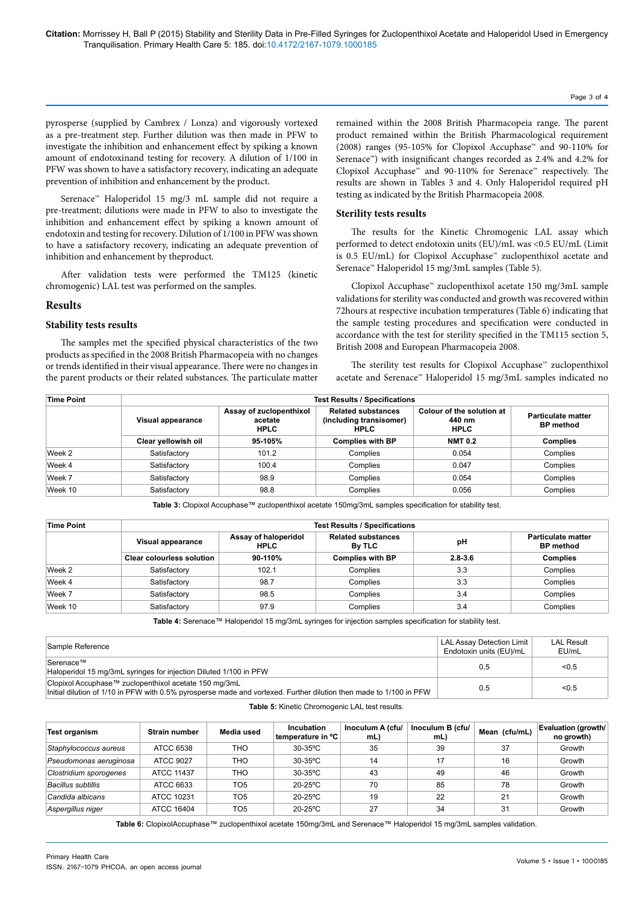pyrosperse (supplied by Cambrex / Lonza) and vigorously vortexed as a pre-treatment step. Further dilution was then made in PFW to investigate the inhibition and enhancement effect by spiking a known amount of endotoxinand testing for recovery. A dilution of 1/100 in PFW was shown to have a satisfactory recovery, indicating an adequate prevention of inhibition and enhancement by the product.

Serenace™ Haloperidol 15 mg/3 mL sample did not require a pre-treatment; dilutions were made in PFW to also to investigate the inhibition and enhancement effect by spiking a known amount of endotoxin and testing for recovery. Dilution of 1/100 in PFW was shown to have a satisfactory recovery, indicating an adequate prevention of inhibition and enhancement by theproduct.

After validation tests were performed the TM125 (kinetic chromogenic) LAL test was performed on the samples.

## Results

### Stability tests results

The samples met the specified physical characteristics of the two products as specified in the 2008 British Pharmacopeia with no changes or trends identified in their visual appearance. There were no changes in the parent products or their related substances. The particulate matter remained within the 2008 British Pharmacopeia range. The parent product remained within the British Pharmacological requirement (2008) ranges (95-105% for Clopixol Accuphase™ and 90-110% for Serenace™) with insignificant changes recorded as 2.4% and 4.2% for Clopixol Accuphase™ and 90-110% for Serenace™ respectively. The results are shown in Tables 3 and 4. Only Haloperidol required pH testing as indicated by the British Pharmacopeia 2008.

### Sterility tests results

The results for the Kinetic Chromogenic LAL assay which performed to detect endotoxin units (EU)/mL was <0.5 EU/mL (Limit is 0.5 EU/mL) for Clopixol Accuphase™ zuclopenthixol acetate and Serenace™ Haloperidol 15 mg/3mL samples (Table 5).

Clopixol Accuphase™ zuclopenthixol acetate 150 mg/3mL sample validations for sterility was conducted and growth was recovered within 72hours at respective incubation temperatures (Table 6) indicating that the sample testing procedures and specification were conducted in accordance with the test for sterility specified in the TM115 section 5, British 2008 and European Pharmacopeia 2008.

The sterility test results for Clopixol Accuphase™ zuclopenthixol acetate and Serenace™ Haloperidol 15 mg/3mL samples indicated no

| Time Point | Test Results / Specifications | | | | |
|---|---|---|---|---|---|
| | **Visual appearance** | **Assay of zuclopenthixol acetate HPLC** | **Related substances (including transisomer) HPLC** | **Colour of the solution at 440 nm HPLC** | **Particulate matter BP method** |
| | **Clear yellowish oil** | **95-105%** | **Complies with BP** | **NMT 0.2** | **Complies** |
| Week 2 | Satisfactory | 101.2 | Complies | 0.054 | Complies |
| Week 4 | Satisfactory | 100.4 | Complies | 0.047 | Complies |
| Week 7 | Satisfactory | 98.9 | Complies | 0.054 | Complies |
| Week 10 | Satisfactory | 98.8 | Complies | 0.056 | Complies |

**Table 3:** Clopixol Accuphase™ zuclopenthixol acetate 150mg/3mL samples specification for stability test.

| Time Point | Test Results / Specifications | | | | |
|---|---|---|---|---|---|
| | **Visual appearance** | **Assay of haloperidol HPLC** | **Related substances By TLC** | **pH** | **Particulate matter BP method** |
| | **Clear colourless solution** | **90-110%** | **Complies with BP** | **2.8-3.6** | **Complies** |
| Week 2 | Satisfactory | 102.1 | Complies | 3.3 | Complies |
| Week 4 | Satisfactory | 98.7 | Complies | 3.3 | Complies |
| Week 7 | Satisfactory | 98.5 | Complies | 3.4 | Complies |
| Week 10 | Satisfactory | 97.9 | Complies | 3.4 | Complies |

**Table 4:** Serenace™ Haloperidol 15 mg/3mL syringes for injection samples specification for stability test.

| Sample Reference | LAL Assay Detection Limit Endotoxin units (EU)/mL | LAL Result EU/mL |
|---|---|---|
| Serenace™ Haloperidol 15 mg/3mL syringes for injection Diluted 1/100 in PFW | 0.5 | <0.5 |
| Clopixol Accuphase™ zuclopenthixol acetate 150 mg/3mL Initial dilution of 1/10 in PFW with 0.5% pyrosperse made and vortexed. Further dilution then made to 1/100 in PFW | 0.5 | <0.5 |

**Table 5:** Kinetic Chromogenic LAL test results.

| Test organism | Strain number | Media used | Incubation temperature in ºC | Inoculum A (cfu/mL) | Inoculum B (cfu/mL) | Mean (cfu/mL) | Evaluation (growth/no growth) |
|---|---|---|---|---|---|---|---|
| *Staphylococcus aureus* | ATCC 6538 | THO | 30-35ºC | 35 | 39 | 37 | Growth |
| *Pseudomonas aeruginosa* | ATCC 9027 | THO | 30-35ºC | 14 | 17 | 16 | Growth |
| *Clostridium sporogenes* | ATCC 11437 | THO | 30-35ºC | 43 | 49 | 46 | Growth |
| *Bacillus subtillis* | ATCC 6633 | TO5 | 20-25ºC | 70 | 85 | 78 | Growth |
| *Candida albicans* | ATCC 10231 | TO5 | 20-25ºC | 19 | 22 | 21 | Growth |
| *Aspergillus niger* | ATCC 16404 | TO5 | 20-25ºC | 27 | 34 | 31 | Growth |

**Table 6:** ClopixolAccuphase™ zuclopenthixol acetate 150mg/3mL and Serenace™ Haloperidol 15 mg/3mL samples validation.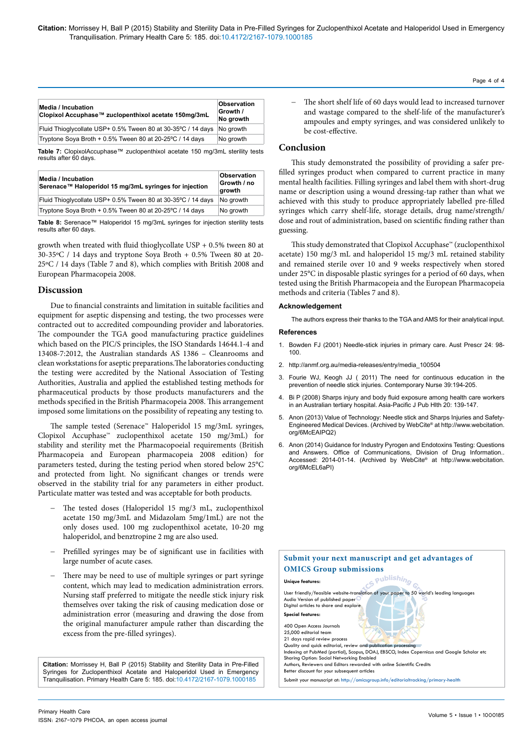| Media / Incubation<br>Clopixol Accuphase™ zuclopenthixol acetate 150mg/3mL | Observation<br>Growth /<br>No growth |
|---|---|
| Fluid Thioglycollate USP+ 0.5% Tween 80 at 30-35°C / 14 days | No growth |
| Tryptone Soya Broth + 0.5% Tween 80 at 20-25°C / 14 days | No growth |

**Table 7:** ClopixolAccuphase™ zuclopenthixol acetate 150 mg/3mL sterility tests results after 60 days.

| Media / Incubation<br>Serenace™ Haloperidol 15 mg/3mL syringes for injection | Observation<br>Growth / no<br>growth |
|---|---|
| Fluid Thioglycollate USP+ 0.5% Tween 80 at 30-35°C / 14 days | No growth |
| Tryptone Soya Broth + 0.5% Tween 80 at 20-25°C / 14 days | No growth |

**Table 8:** Serenace™ Haloperidol 15 mg/3mL syringes for injection sterility tests results after 60 days.

growth when treated with fluid thioglycollate USP + 0.5% tween 80 at 30-35ºC / 14 days and tryptone Soya broth + 0.5% Tween 80 at 20-25ºC / 14 days (Table 7 and 8), which complies with British 2008 and European Pharmacopeia 2008.

## Discussion

Due to financial constraints and limitation in suitable facilities and equipment for aseptic dispensing and testing, the two processes were contracted out to accredited compounding provider and laboratories. The compounder the TGA good manufacturing practice guidelines which based on the PIC/S principles, the ISO Standards 14644.1-4 and 13408-7:2012, the Australian standards AS 1386 – Cleanrooms and clean workstations for aseptic preparations.The laboratories conducting the testing were accredited by the National Association of Testing Authorities, Australia and applied the established testing methods for pharmaceutical products by those products manufacturers and the methods specified in the British Pharmacopeia 2008. This arrangement imposed some limitations on the possibility of repeating any testing to.

The sample tested (Serenace™ Haloperidol 15 mg/3mL syringes, Clopixol Accuphase™ zuclopenthixol acetate 150 mg/3mL) for stability and sterility met the Pharmacopoeial requirements (British Pharmacopeia and European pharmacopeia 2008 edition) for parameters tested, during the testing period when stored below 25ºC and protected from light. No significant changes or trends were observed in the stability trial for any parameters in either product. Particulate matter was tested and was acceptable for both products.

- The tested doses (Haloperidol 15 mg/3 mL, zuclopenthixol acetate 150 mg/3mL and Midazolam 5mg/1mL) are not the only doses used. 100 mg zuclopenthixol acetate, 10-20 mg haloperidol, and benztropine 2 mg are also used.
- Prefilled syringes may be of significant use in facilities with large number of acute cases.
- There may be need to use of multiple syringes or part syringe content, which may lead to medication administration errors. Nursing staff preferred to mitigate the needle stick injury risk themselves over taking the risk of causing medication dose or administration error (measuring and drawing the dose from the original manufacturer ampule rather than discarding the excess from the pre-filled syringes).
- The short shelf life of 60 days would lead to increased turnover and wastage compared to the shelf-life of the manufacturer's ampoules and empty syringes, and was considered unlikely to be cost-effective.

## Conclusion

This study demonstrated the possibility of providing a safer pre-filled syringes product when compared to current practice in many mental health facilities. Filling syringes and label them with short-drug name or description using a wound dressing-tap rather than what we achieved with this study to produce appropriately labelled pre-filled syringes which carry shelf-life, storage details, drug name/strength/dose and rout of administration, based on scientific finding rather than guessing.

This study demonstrated that Clopixol Accuphase™ (zuclopenthixol acetate) 150 mg/3 mL and haloperidol 15 mg/3 mL retained stability and remained sterile over 10 and 9 weeks respectively when stored under 25°C in disposable plastic syringes for a period of 60 days, when tested using the British Pharmacopeia and the European Pharmacopeia methods and criteria (Tables 7 and 8).

### Acknowledgement

The authors express their thanks to the TGA and AMS for their analytical input.

### References

1. Bowden FJ (2001) Needle-stick injuries in primary care. Aust Prescr 24: 98-100.
2. http://anmf.org.au/media-releases/entry/media_100504
3. Fourie WJ, Keogh JJ ( 2011) The need for continuous education in the prevention of needle stick injuries. Contemporary Nurse 39:194-205.
4. Bi P (2008) Sharps injury and body fluid exposure among health care workers in an Australian tertiary hospital. Asia-Pacific J Pub Hlth 20: 139-147.
5. Anon (2013) Value of Technology: Needle stick and Sharps Injuries and Safety-Engineered Medical Devices. (Archived by WebCite® at http://www.webcitation.org/6McEAIPQ2)
6. Anon (2014) Guidance for Industry Pyrogen and Endotoxins Testing: Questions and Answers. Office of Communications, Division of Drug Information.. Accessed: 2014-01-14. (Archived by WebCite® at http://www.webcitation.org/6McEL6aPI)

**Submit your next manuscript and get advantages of OMICS Group submissions**

**Unique features:**

User friendly/feasible website-translation of your paper to 50 world's leading languages
Audio Version of published paper
Digital articles to share and explore

**Special features:**

400 Open Access Journals
25,000 editorial team
21 days rapid review process
Quality and quick editorial, review and publication processing
Indexing at PubMed (partial), Scopus, DOAJ, EBSCO, Index Copernicus and Google Scholar etc
Sharing Option: Social Networking Enabled
Authors, Reviewers and Editors rewarded with online Scientific Credits
Better discount for your subsequent articles

Submit your manuscript at: http://omicsgroup.info/editorialtracking/primary-health